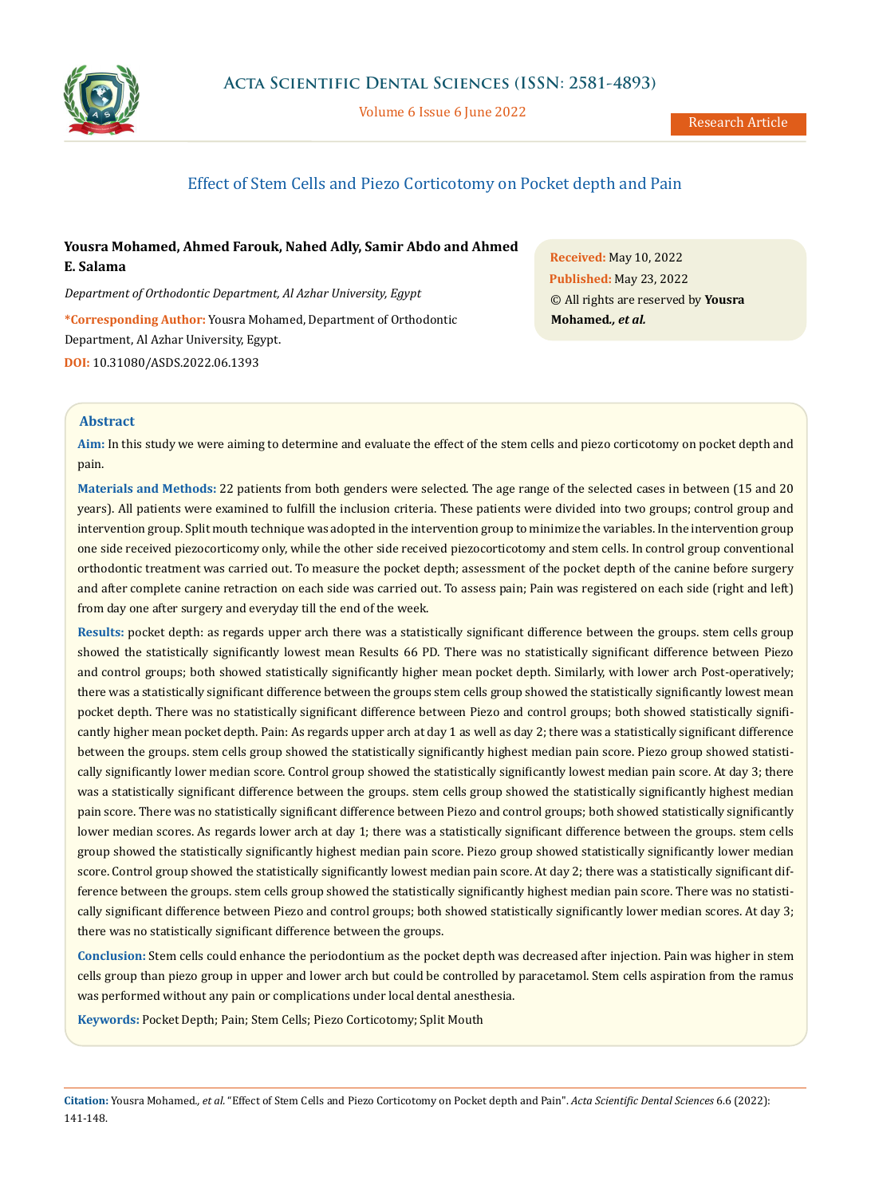# Effect of Stem Cells and Piezo Corticotomy on Pocket depth and Pain

**Yousra Mohamed, Ahmed Farouk, Nahed Adly, Samir Abdo and Ahmed E. Salama**

*Department of Orthodontic Department, Al Azhar University, Egypt*

***Corresponding Author:** Yousra Mohamed, Department of Orthodontic Department, Al Azhar University, Egypt.

**DOI:** 10.31080/ASDS.2022.06.1393

**Received:** May 10, 2022
**Published:** May 23, 2022
© All rights are reserved by **Yousra Mohamed., *et al.***

## Abstract

**Aim:** In this study we were aiming to determine and evaluate the effect of the stem cells and piezo corticotomy on pocket depth and pain.

**Materials and Methods:** 22 patients from both genders were selected. The age range of the selected cases in between (15 and 20 years). All patients were examined to fulfill the inclusion criteria. These patients were divided into two groups; control group and intervention group. Split mouth technique was adopted in the intervention group to minimize the variables. In the intervention group one side received piezocorticomy only, while the other side received piezocorticotomy and stem cells. In control group conventional orthodontic treatment was carried out. To measure the pocket depth; assessment of the pocket depth of the canine before surgery and after complete canine retraction on each side was carried out. To assess pain; Pain was registered on each side (right and left) from day one after surgery and everyday till the end of the week.

**Results:** pocket depth: as regards upper arch there was a statistically significant difference between the groups. stem cells group showed the statistically significantly lowest mean Results 66 PD. There was no statistically significant difference between Piezo and control groups; both showed statistically significantly higher mean pocket depth. Similarly, with lower arch Post-operatively; there was a statistically significant difference between the groups stem cells group showed the statistically significantly lowest mean pocket depth. There was no statistically significant difference between Piezo and control groups; both showed statistically significantly higher mean pocket depth. Pain: As regards upper arch at day 1 as well as day 2; there was a statistically significant difference between the groups. stem cells group showed the statistically significantly highest median pain score. Piezo group showed statistically significantly lower median score. Control group showed the statistically significantly lowest median pain score. At day 3; there was a statistically significant difference between the groups. stem cells group showed the statistically significantly highest median pain score. There was no statistically significant difference between Piezo and control groups; both showed statistically significantly lower median scores. As regards lower arch at day 1; there was a statistically significant difference between the groups. stem cells group showed the statistically significantly highest median pain score. Piezo group showed statistically significantly lower median score. Control group showed the statistically significantly lowest median pain score. At day 2; there was a statistically significant difference between the groups. stem cells group showed the statistically significantly highest median pain score. There was no statistically significant difference between Piezo and control groups; both showed statistically significantly lower median scores. At day 3; there was no statistically significant difference between the groups.

**Conclusion:** Stem cells could enhance the periodontium as the pocket depth was decreased after injection. Pain was higher in stem cells group than piezo group in upper and lower arch but could be controlled by paracetamol. Stem cells aspiration from the ramus was performed without any pain or complications under local dental anesthesia.

**Keywords:** Pocket Depth; Pain; Stem Cells; Piezo Corticotomy; Split Mouth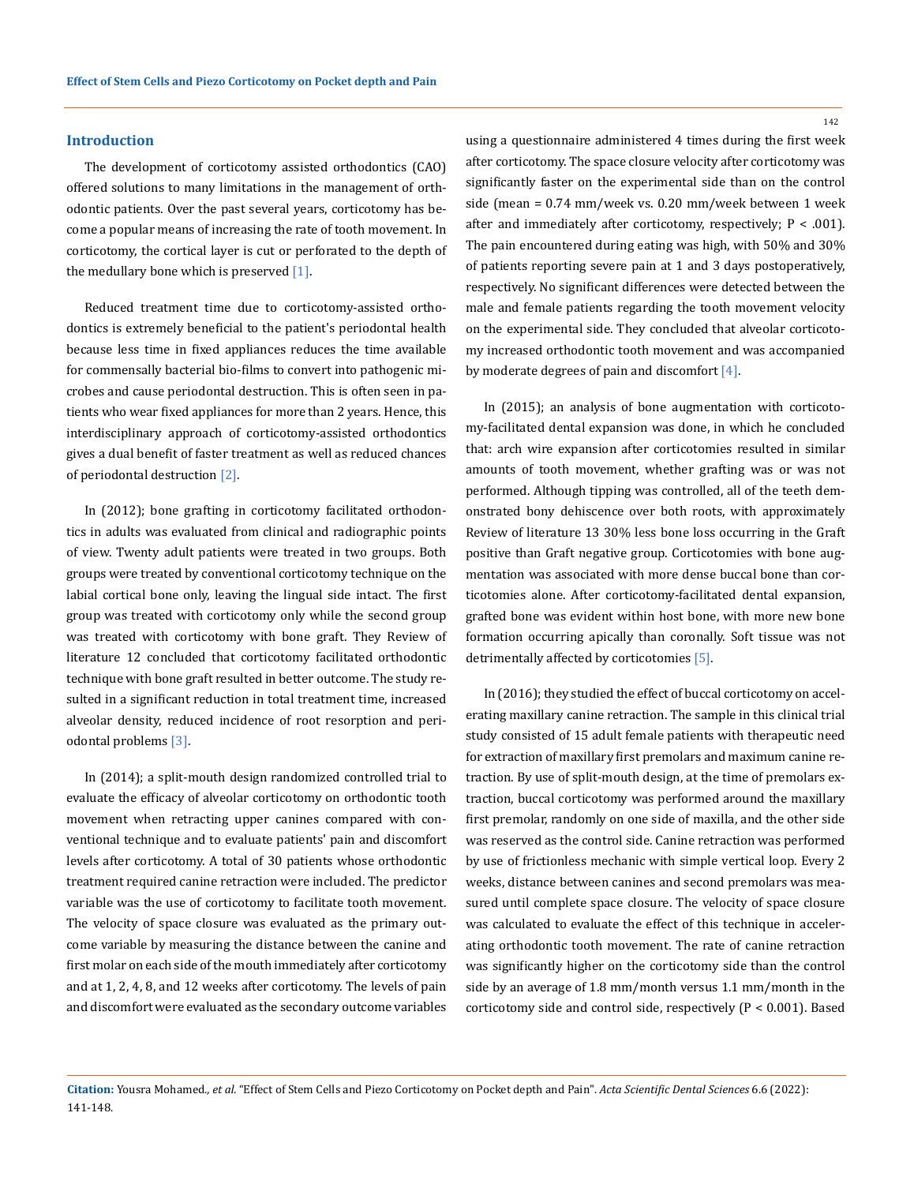## Introduction

The development of corticotomy assisted orthodontics (CAO) offered solutions to many limitations in the management of orthodontic patients. Over the past several years, corticotomy has become a popular means of increasing the rate of tooth movement. In corticotomy, the cortical layer is cut or perforated to the depth of the medullary bone which is preserved [1].

Reduced treatment time due to corticotomy-assisted orthodontics is extremely beneficial to the patient's periodontal health because less time in fixed appliances reduces the time available for commensally bacterial bio-films to convert into pathogenic microbes and cause periodontal destruction. This is often seen in patients who wear fixed appliances for more than 2 years. Hence, this interdisciplinary approach of corticotomy-assisted orthodontics gives a dual benefit of faster treatment as well as reduced chances of periodontal destruction [2].

In (2012); bone grafting in corticotomy facilitated orthodontics in adults was evaluated from clinical and radiographic points of view. Twenty adult patients were treated in two groups. Both groups were treated by conventional corticotomy technique on the labial cortical bone only, leaving the lingual side intact. The first group was treated with corticotomy only while the second group was treated with corticotomy with bone graft. They Review of literature 12 concluded that corticotomy facilitated orthodontic technique with bone graft resulted in better outcome. The study resulted in a significant reduction in total treatment time, increased alveolar density, reduced incidence of root resorption and periodontal problems [3].

In (2014); a split-mouth design randomized controlled trial to evaluate the efficacy of alveolar corticotomy on orthodontic tooth movement when retracting upper canines compared with conventional technique and to evaluate patients' pain and discomfort levels after corticotomy. A total of 30 patients whose orthodontic treatment required canine retraction were included. The predictor variable was the use of corticotomy to facilitate tooth movement. The velocity of space closure was evaluated as the primary outcome variable by measuring the distance between the canine and first molar on each side of the mouth immediately after corticotomy and at 1, 2, 4, 8, and 12 weeks after corticotomy. The levels of pain and discomfort were evaluated as the secondary outcome variables using a questionnaire administered 4 times during the first week after corticotomy. The space closure velocity after corticotomy was significantly faster on the experimental side than on the control side (mean = 0.74 mm/week vs. 0.20 mm/week between 1 week after and immediately after corticotomy, respectively; $P < .001$). The pain encountered during eating was high, with 50% and 30% of patients reporting severe pain at 1 and 3 days postoperatively, respectively. No significant differences were detected between the male and female patients regarding the tooth movement velocity on the experimental side. They concluded that alveolar corticotomy increased orthodontic tooth movement and was accompanied by moderate degrees of pain and discomfort [4].

In (2015); an analysis of bone augmentation with corticotomy-facilitated dental expansion was done, in which he concluded that: arch wire expansion after corticotomies resulted in similar amounts of tooth movement, whether grafting was or was not performed. Although tipping was controlled, all of the teeth demonstrated bony dehiscence over both roots, with approximately Review of literature 13 30% less bone loss occurring in the Graft positive than Graft negative group. Corticotomies with bone augmentation was associated with more dense buccal bone than corticotomies alone. After corticotomy-facilitated dental expansion, grafted bone was evident within host bone, with more new bone formation occurring apically than coronally. Soft tissue was not detrimentally affected by corticotomies [5].

In (2016); they studied the effect of buccal corticotomy on accelerating maxillary canine retraction. The sample in this clinical trial study consisted of 15 adult female patients with therapeutic need for extraction of maxillary first premolars and maximum canine retraction. By use of split-mouth design, at the time of premolars extraction, buccal corticotomy was performed around the maxillary first premolar, randomly on one side of maxilla, and the other side was reserved as the control side. Canine retraction was performed by use of frictionless mechanic with simple vertical loop. Every 2 weeks, distance between canines and second premolars was measured until complete space closure. The velocity of space closure was calculated to evaluate the effect of this technique in accelerating orthodontic tooth movement. The rate of canine retraction was significantly higher on the corticotomy side than the control side by an average of 1.8 mm/month versus 1.1 mm/month in the corticotomy side and control side, respectively ($P < 0.001$). Based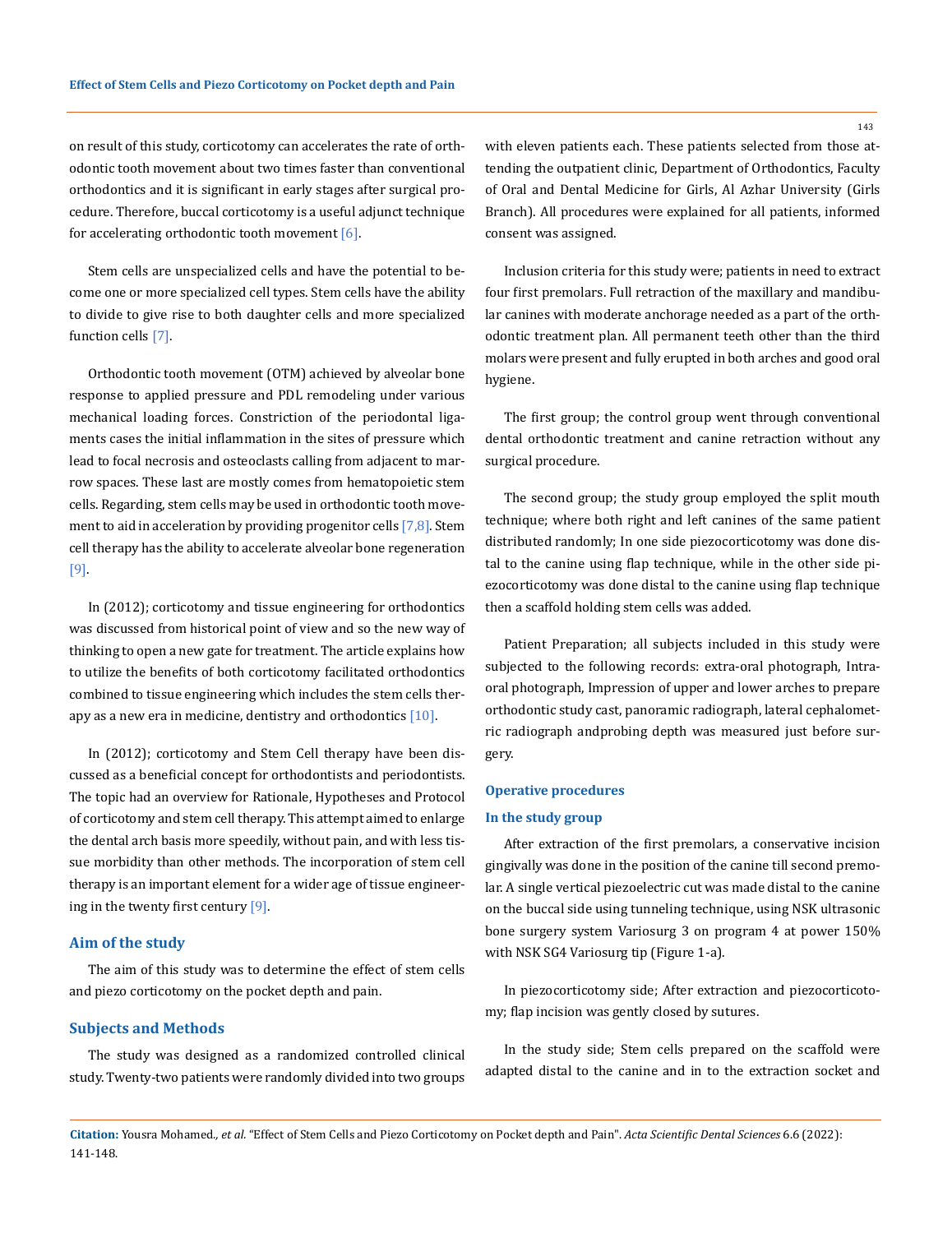on result of this study, corticotomy can accelerates the rate of orthodontic tooth movement about two times faster than conventional orthodontics and it is significant in early stages after surgical procedure. Therefore, buccal corticotomy is a useful adjunct technique for accelerating orthodontic tooth movement [6].

Stem cells are unspecialized cells and have the potential to become one or more specialized cell types. Stem cells have the ability to divide to give rise to both daughter cells and more specialized function cells [7].

Orthodontic tooth movement (OTM) achieved by alveolar bone response to applied pressure and PDL remodeling under various mechanical loading forces. Constriction of the periodontal ligaments cases the initial inflammation in the sites of pressure which lead to focal necrosis and osteoclasts calling from adjacent to marrow spaces. These last are mostly comes from hematopoietic stem cells. Regarding, stem cells may be used in orthodontic tooth movement to aid in acceleration by providing progenitor cells [7,8]. Stem cell therapy has the ability to accelerate alveolar bone regeneration [9].

In (2012); corticotomy and tissue engineering for orthodontics was discussed from historical point of view and so the new way of thinking to open a new gate for treatment. The article explains how to utilize the benefits of both corticotomy facilitated orthodontics combined to tissue engineering which includes the stem cells therapy as a new era in medicine, dentistry and orthodontics [10].

In (2012); corticotomy and Stem Cell therapy have been discussed as a beneficial concept for orthodontists and periodontists. The topic had an overview for Rationale, Hypotheses and Protocol of corticotomy and stem cell therapy. This attempt aimed to enlarge the dental arch basis more speedily, without pain, and with less tissue morbidity than other methods. The incorporation of stem cell therapy is an important element for a wider age of tissue engineering in the twenty first century [9].

## Aim of the study

The aim of this study was to determine the effect of stem cells and piezo corticotomy on the pocket depth and pain.

## Subjects and Methods

The study was designed as a randomized controlled clinical study. Twenty-two patients were randomly divided into two groups with eleven patients each. These patients selected from those attending the outpatient clinic, Department of Orthodontics, Faculty of Oral and Dental Medicine for Girls, Al Azhar University (Girls Branch). All procedures were explained for all patients, informed consent was assigned.

Inclusion criteria for this study were; patients in need to extract four first premolars. Full retraction of the maxillary and mandibular canines with moderate anchorage needed as a part of the orthodontic treatment plan. All permanent teeth other than the third molars were present and fully erupted in both arches and good oral hygiene.

The first group; the control group went through conventional dental orthodontic treatment and canine retraction without any surgical procedure.

The second group; the study group employed the split mouth technique; where both right and left canines of the same patient distributed randomly; In one side piezocorticotomy was done distal to the canine using flap technique, while in the other side piezocorticotomy was done distal to the canine using flap technique then a scaffold holding stem cells was added.

Patient Preparation; all subjects included in this study were subjected to the following records: extra-oral photograph, Intra-oral photograph, Impression of upper and lower arches to prepare orthodontic study cast, panoramic radiograph, lateral cephalometric radiograph andprobing depth was measured just before surgery.

### Operative procedures

#### In the study group

After extraction of the first premolars, a conservative incision gingivally was done in the position of the canine till second premolar. A single vertical piezoelectric cut was made distal to the canine on the buccal side using tunneling technique, using NSK ultrasonic bone surgery system Variosurg 3 on program 4 at power 150% with NSK SG4 Variosurg tip (Figure 1-a).

In piezocorticotomy side; After extraction and piezocorticotomy; flap incision was gently closed by sutures.

In the study side; Stem cells prepared on the scaffold were adapted distal to the canine and in to the extraction socket and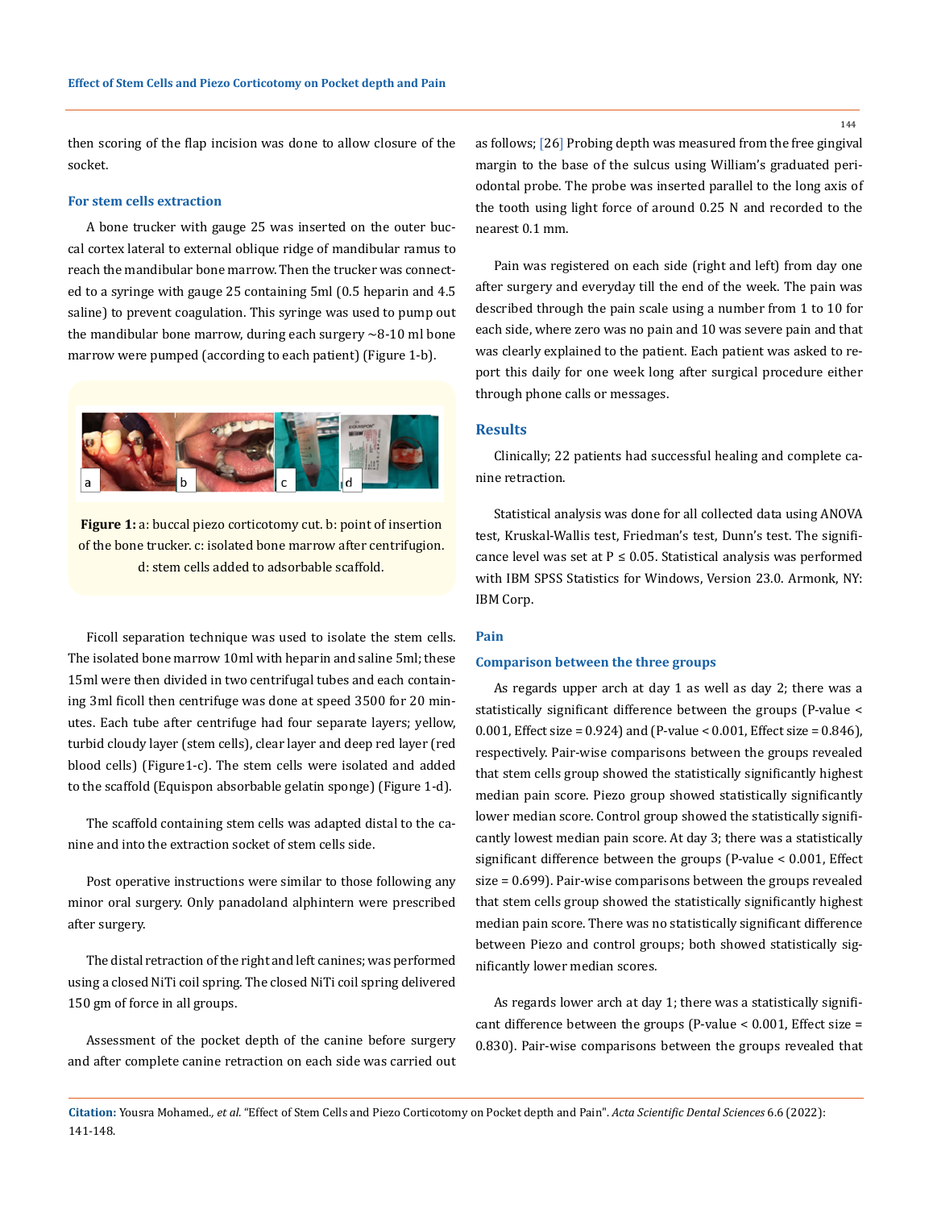then scoring of the flap incision was done to allow closure of the socket.

### For stem cells extraction

A bone trucker with gauge 25 was inserted on the outer buccal cortex lateral to external oblique ridge of mandibular ramus to reach the mandibular bone marrow. Then the trucker was connected to a syringe with gauge 25 containing 5ml (0.5 heparin and 4.5 saline) to prevent coagulation. This syringe was used to pump out the mandibular bone marrow, during each surgery ~8-10 ml bone marrow were pumped (according to each patient) (Figure 1-b).

**Figure 1:** a: buccal piezo corticotomy cut. b: point of insertion of the bone trucker. c: isolated bone marrow after centrifugion. d: stem cells added to adsorbable scaffold.

Ficoll separation technique was used to isolate the stem cells. The isolated bone marrow 10ml with heparin and saline 5ml; these 15ml were then divided in two centrifugal tubes and each containing 3ml ficoll then centrifuge was done at speed 3500 for 20 minutes. Each tube after centrifuge had four separate layers; yellow, turbid cloudy layer (stem cells), clear layer and deep red layer (red blood cells) (Figure1-c). The stem cells were isolated and added to the scaffold (Equispon absorbable gelatin sponge) (Figure 1-d).

The scaffold containing stem cells was adapted distal to the canine and into the extraction socket of stem cells side.

Post operative instructions were similar to those following any minor oral surgery. Only panadoland alphintern were prescribed after surgery.

The distal retraction of the right and left canines; was performed using a closed NiTi coil spring. The closed NiTi coil spring delivered 150 gm of force in all groups.

Assessment of the pocket depth of the canine before surgery and after complete canine retraction on each side was carried out as follows; [26] Probing depth was measured from the free gingival margin to the base of the sulcus using William's graduated periodontal probe. The probe was inserted parallel to the long axis of the tooth using light force of around 0.25 N and recorded to the nearest 0.1 mm.

Pain was registered on each side (right and left) from day one after surgery and everyday till the end of the week. The pain was described through the pain scale using a number from 1 to 10 for each side, where zero was no pain and 10 was severe pain and that was clearly explained to the patient. Each patient was asked to report this daily for one week long after surgical procedure either through phone calls or messages.

## Results

Clinically; 22 patients had successful healing and complete canine retraction.

Statistical analysis was done for all collected data using ANOVA test, Kruskal-Wallis test, Friedman's test, Dunn's test. The significance level was set at $P \leq 0.05$. Statistical analysis was performed with IBM SPSS Statistics for Windows, Version 23.0. Armonk, NY: IBM Corp.

### Pain

### Comparison between the three groups

As regards upper arch at day 1 as well as day 2; there was a statistically significant difference between the groups (P-value < 0.001, Effect size = 0.924) and (P-value < 0.001, Effect size = 0.846), respectively. Pair-wise comparisons between the groups revealed that stem cells group showed the statistically significantly highest median pain score. Piezo group showed statistically significantly lower median score. Control group showed the statistically significantly lowest median pain score. At day 3; there was a statistically significant difference between the groups (P-value < 0.001, Effect size = 0.699). Pair-wise comparisons between the groups revealed that stem cells group showed the statistically significantly highest median pain score. There was no statistically significant difference between Piezo and control groups; both showed statistically significantly lower median scores.

As regards lower arch at day 1; there was a statistically significant difference between the groups (P-value < 0.001, Effect size = 0.830). Pair-wise comparisons between the groups revealed that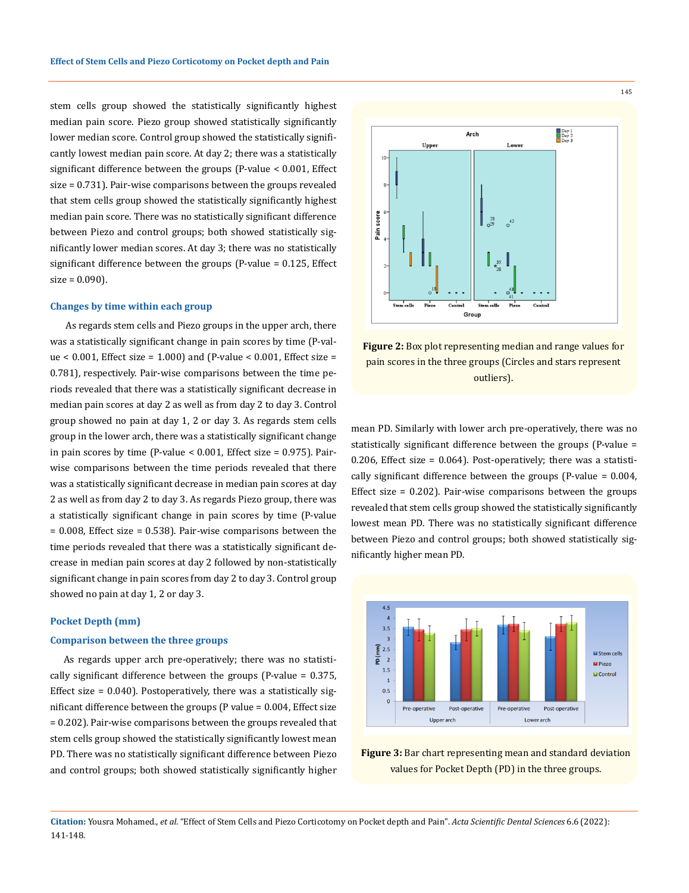stem cells group showed the statistically significantly highest median pain score. Piezo group showed statistically significantly lower median score. Control group showed the statistically significantly lowest median pain score. At day 2; there was a statistically significant difference between the groups (P-value < 0.001, Effect size = 0.731). Pair-wise comparisons between the groups revealed that stem cells group showed the statistically significantly highest median pain score. There was no statistically significant difference between Piezo and control groups; both showed statistically significantly lower median scores. At day 3; there was no statistically significant difference between the groups (P-value = 0.125, Effect size = 0.090).

### Changes by time within each group

As regards stem cells and Piezo groups in the upper arch, there was a statistically significant change in pain scores by time (P-value < 0.001, Effect size = 1.000) and (P-value < 0.001, Effect size = 0.781), respectively. Pair-wise comparisons between the time periods revealed that there was a statistically significant decrease in median pain scores at day 2 as well as from day 2 to day 3. Control group showed no pain at day 1, 2 or day 3. As regards stem cells group in the lower arch, there was a statistically significant change in pain scores by time (P-value < 0.001, Effect size = 0.975). Pair-wise comparisons between the time periods revealed that there was a statistically significant decrease in median pain scores at day 2 as well as from day 2 to day 3. As regards Piezo group, there was a statistically significant change in pain scores by time (P-value = 0.008, Effect size = 0.538). Pair-wise comparisons between the time periods revealed that there was a statistically significant decrease in median pain scores at day 2 followed by non-statistically significant change in pain scores from day 2 to day 3. Control group showed no pain at day 1, 2 or day 3.

## Pocket Depth (mm)

### Comparison between the three groups

As regards upper arch pre-operatively; there was no statistically significant difference between the groups (P-value = 0.375, Effect size = 0.040). Postoperatively, there was a statistically significant difference between the groups (P value = 0.004, Effect size = 0.202). Pair-wise comparisons between the groups revealed that stem cells group showed the statistically significantly lowest mean PD. There was no statistically significant difference between Piezo and control groups; both showed statistically significantly higher mean PD. Similarly with lower arch pre-operatively, there was no statistically significant difference between the groups (P-value = 0.206, Effect size = 0.064). Post-operatively; there was a statistically significant difference between the groups (P-value = 0.004, Effect size = 0.202). Pair-wise comparisons between the groups revealed that stem cells group showed the statistically significantly lowest mean PD. There was no statistically significant difference between Piezo and control groups; both showed statistically significantly higher mean PD.

**Figure 2:** Box plot representing median and range values for pain scores in the three groups (Circles and stars represent outliers).

**Figure 3:** Bar chart representing mean and standard deviation values for Pocket Depth (PD) in the three groups.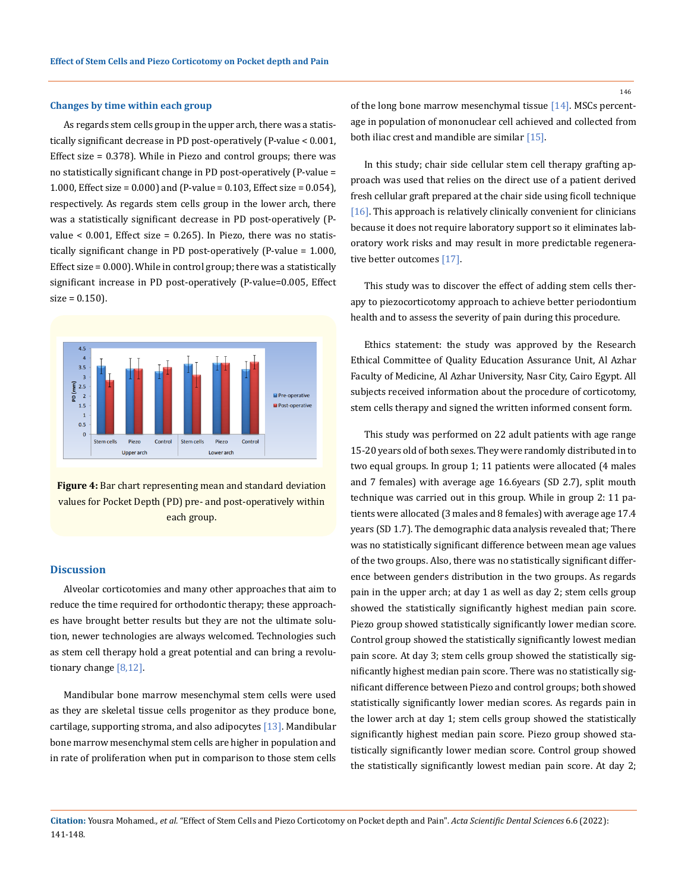### Changes by time within each group

As regards stem cells group in the upper arch, there was a statistically significant decrease in PD post-operatively (P-value < 0.001, Effect size = 0.378). While in Piezo and control groups; there was no statistically significant change in PD post-operatively (P-value = 1.000, Effect size = 0.000) and (P-value = 0.103, Effect size = 0.054), respectively. As regards stem cells group in the lower arch, there was a statistically significant decrease in PD post-operatively (P-value < 0.001, Effect size = 0.265). In Piezo, there was no statistically significant change in PD post-operatively (P-value = 1.000, Effect size = 0.000). While in control group; there was a statistically significant increase in PD post-operatively (P-value=0.005, Effect size = 0.150).

**Figure 4:** Bar chart representing mean and standard deviation values for Pocket Depth (PD) pre- and post-operatively within each group.

## Discussion

Alveolar corticotomies and many other approaches that aim to reduce the time required for orthodontic therapy; these approaches have brought better results but they are not the ultimate solution, newer technologies are always welcomed. Technologies such as stem cell therapy hold a great potential and can bring a revolutionary change [8,12].

Mandibular bone marrow mesenchymal stem cells were used as they are skeletal tissue cells progenitor as they produce bone, cartilage, supporting stroma, and also adipocytes [13]. Mandibular bone marrow mesenchymal stem cells are higher in population and in rate of proliferation when put in comparison to those stem cells of the long bone marrow mesenchymal tissue [14]. MSCs percentage in population of mononuclear cell achieved and collected from both iliac crest and mandible are similar [15].

In this study; chair side cellular stem cell therapy grafting approach was used that relies on the direct use of a patient derived fresh cellular graft prepared at the chair side using ficoll technique [16]. This approach is relatively clinically convenient for clinicians because it does not require laboratory support so it eliminates laboratory work risks and may result in more predictable regenerative better outcomes [17].

This study was to discover the effect of adding stem cells therapy to piezocorticotomy approach to achieve better periodontium health and to assess the severity of pain during this procedure.

Ethics statement: the study was approved by the Research Ethical Committee of Quality Education Assurance Unit, Al Azhar Faculty of Medicine, Al Azhar University, Nasr City, Cairo Egypt. All subjects received information about the procedure of corticotomy, stem cells therapy and signed the written informed consent form.

This study was performed on 22 adult patients with age range 15-20 years old of both sexes. They were randomly distributed in to two equal groups. In group 1; 11 patients were allocated (4 males and 7 females) with average age 16.6years (SD 2.7), split mouth technique was carried out in this group. While in group 2: 11 patients were allocated (3 males and 8 females) with average age 17.4 years (SD 1.7). The demographic data analysis revealed that; There was no statistically significant difference between mean age values of the two groups. Also, there was no statistically significant difference between genders distribution in the two groups. As regards pain in the upper arch; at day 1 as well as day 2; stem cells group showed the statistically significantly highest median pain score. Piezo group showed statistically significantly lower median score. Control group showed the statistically significantly lowest median pain score. At day 3; stem cells group showed the statistically significantly highest median pain score. There was no statistically significant difference between Piezo and control groups; both showed statistically significantly lower median scores. As regards pain in the lower arch at day 1; stem cells group showed the statistically significantly highest median pain score. Piezo group showed statistically significantly lower median score. Control group showed the statistically significantly lowest median pain score. At day 2;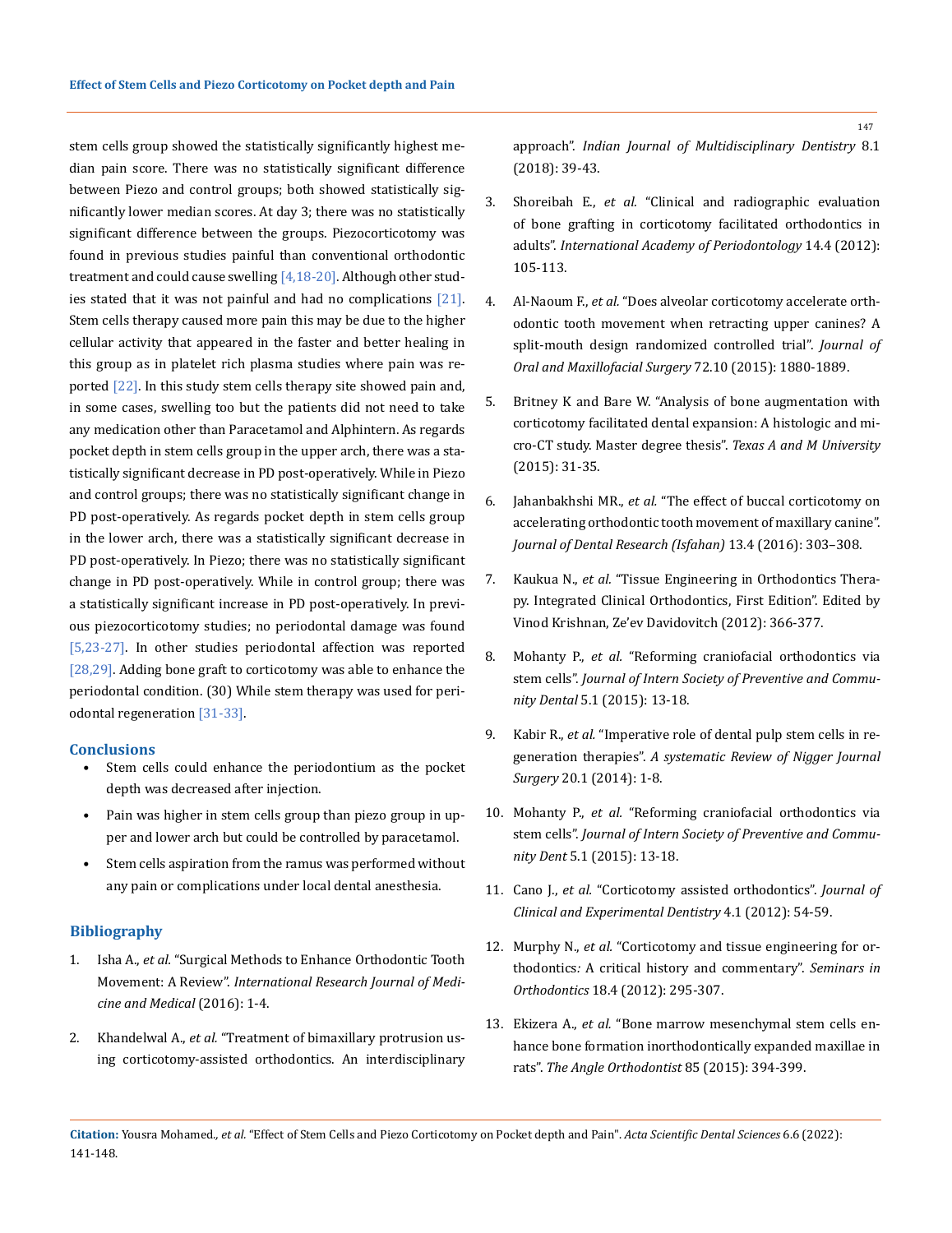stem cells group showed the statistically significantly highest median pain score. There was no statistically significant difference between Piezo and control groups; both showed statistically significantly lower median scores. At day 3; there was no statistically significant difference between the groups. Piezocorticotomy was found in previous studies painful than conventional orthodontic treatment and could cause swelling [4,18-20]. Although other studies stated that it was not painful and had no complications [21]. Stem cells therapy caused more pain this may be due to the higher cellular activity that appeared in the faster and better healing in this group as in platelet rich plasma studies where pain was reported [22]. In this study stem cells therapy site showed pain and, in some cases, swelling too but the patients did not need to take any medication other than Paracetamol and Alphintern. As regards pocket depth in stem cells group in the upper arch, there was a statistically significant decrease in PD post-operatively. While in Piezo and control groups; there was no statistically significant change in PD post-operatively. As regards pocket depth in stem cells group in the lower arch, there was a statistically significant decrease in PD post-operatively. In Piezo; there was no statistically significant change in PD post-operatively. While in control group; there was a statistically significant increase in PD post-operatively. In previous piezocorticotomy studies; no periodontal damage was found [5,23-27]. In other studies periodontal affection was reported [28,29]. Adding bone graft to corticotomy was able to enhance the periodontal condition. (30) While stem therapy was used for periodontal regeneration [31-33].

## Conclusions

- Stem cells could enhance the periodontium as the pocket depth was decreased after injection.
- Pain was higher in stem cells group than piezo group in upper and lower arch but could be controlled by paracetamol.
- Stem cells aspiration from the ramus was performed without any pain or complications under local dental anesthesia.

## Bibliography

1. Isha A., *et al*. "Surgical Methods to Enhance Orthodontic Tooth Movement: A Review". *International Research Journal of Medicine and Medical* (2016): 1-4.
2. Khandelwal A., *et al.* "Treatment of bimaxillary protrusion using corticotomy-assisted orthodontics. An interdisciplinary approach". *Indian Journal of Multidisciplinary Dentistry* 8.1 (2018): 39-43.
3. Shoreibah E., *et al.* "Clinical and radiographic evaluation of bone grafting in corticotomy facilitated orthodontics in adults". *International Academy of Periodontology* 14.4 (2012): 105-113.
4. Al-Naoum F., *et al.* "Does alveolar corticotomy accelerate orthodontic tooth movement when retracting upper canines? A split-mouth design randomized controlled trial". *Journal of Oral and Maxillofacial Surgery* 72.10 (2015): 1880-1889.
5. Britney K and Bare W. "Analysis of bone augmentation with corticotomy facilitated dental expansion: A histologic and micro-CT study. Master degree thesis". *Texas A and M University* (2015): 31-35.
6. Jahanbakhshi MR., *et al.* "The effect of buccal corticotomy on accelerating orthodontic tooth movement of maxillary canine". *Journal of Dental Research (Isfahan)* 13.4 (2016): 303–308.
7. Kaukua N., *et al.* "Tissue Engineering in Orthodontics Therapy. Integrated Clinical Orthodontics, First Edition". Edited by Vinod Krishnan, Ze'ev Davidovitch (2012): 366-377.
8. Mohanty P., *et al.* "Reforming craniofacial orthodontics via stem cells". *Journal of Intern Society of Preventive and Community Dental* 5.1 (2015): 13-18.
9. Kabir R., *et al.* "Imperative role of dental pulp stem cells in regeneration therapies". *A systematic Review of Nigger Journal Surgery* 20.1 (2014): 1-8.
10. Mohanty P., *et al.* "Reforming craniofacial orthodontics via stem cells". *Journal of Intern Society of Preventive and Community Dent* 5.1 (2015): 13-18.
11. Cano J., *et al.* "Corticotomy assisted orthodontics". *Journal of Clinical and Experimental Dentistry* 4.1 (2012): 54-59.
12. Murphy N., *et al.* "Corticotomy and tissue engineering for orthodontics: A critical history and commentary". *Seminars in Orthodontics* 18.4 (2012): 295-307.
13. Ekizera A., *et al.* "Bone marrow mesenchymal stem cells enhance bone formation inorthodontically expanded maxillae in rats". *The Angle Orthodontist* 85 (2015): 394-399.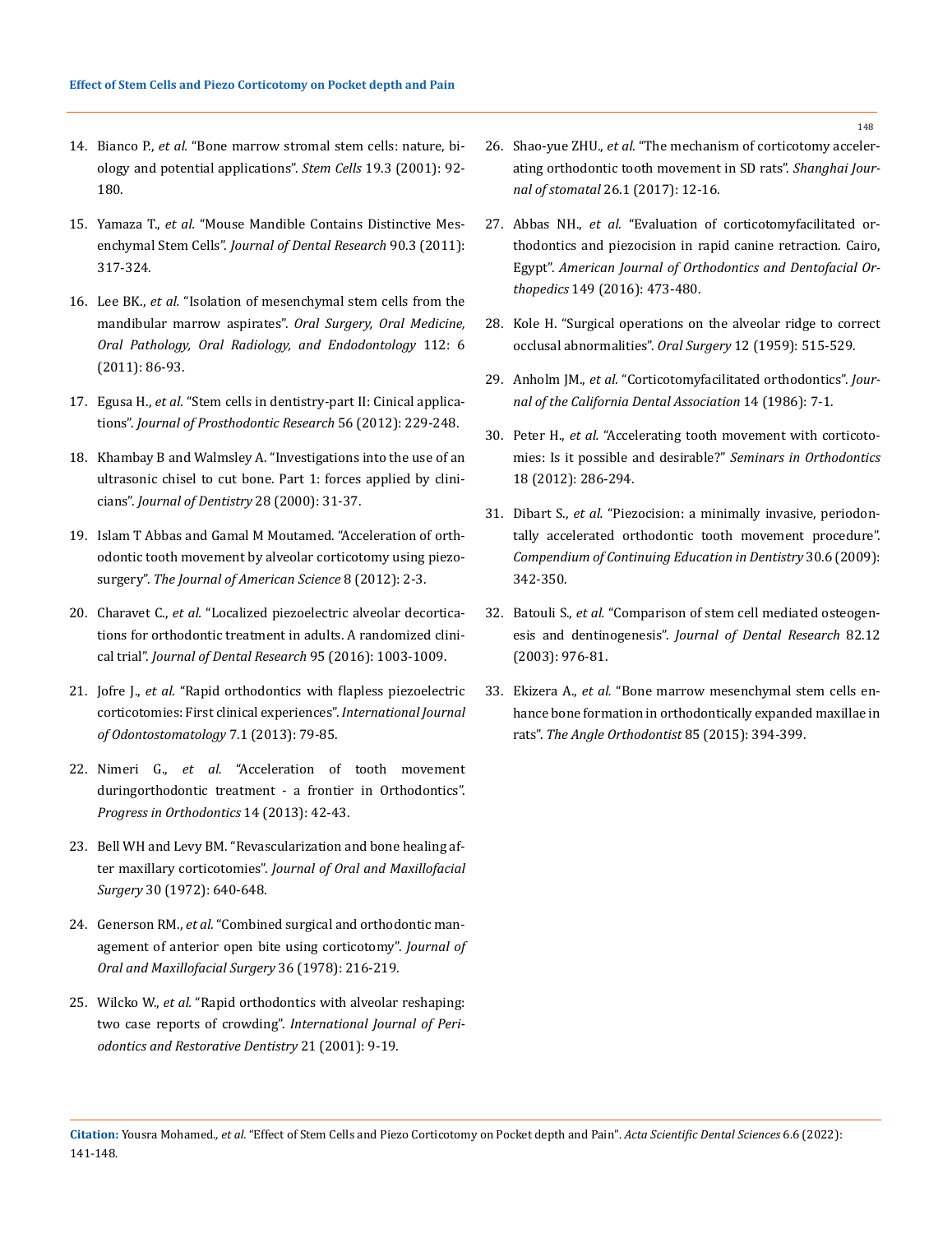14. Bianco P., *et al.* "Bone marrow stromal stem cells: nature, biology and potential applications". *Stem Cells* 19.3 (2001): 92-180.
15. Yamaza T., *et al.* "Mouse Mandible Contains Distinctive Mesenchymal Stem Cells". *Journal of Dental Research* 90.3 (2011): 317-324.
16. Lee BK., *et al.* "Isolation of mesenchymal stem cells from the mandibular marrow aspirates". *Oral Surgery, Oral Medicine, Oral Pathology, Oral Radiology, and Endodontology* 112: 6 (2011): 86-93.
17. Egusa H., *et al.* "Stem cells in dentistry-part II: Cinical applications". *Journal of Prosthodontic Research* 56 (2012): 229-248.
18. Khambay B and Walmsley A. "Investigations into the use of an ultrasonic chisel to cut bone. Part 1: forces applied by clinicians". *Journal of Dentistry* 28 (2000): 31-37.
19. Islam T Abbas and Gamal M Moutamed. "Acceleration of orthodontic tooth movement by alveolar corticotomy using piezosurgery". *The Journal of American Science* 8 (2012): 2-3.
20. Charavet C., *et al.* "Localized piezoelectric alveolar decortications for orthodontic treatment in adults. A randomized clinical trial". *Journal of Dental Research* 95 (2016): 1003-1009.
21. Jofre J., *et al.* "Rapid orthodontics with flapless piezoelectric corticotomies: First clinical experiences". *International Journal of Odontostomatology* 7.1 (2013): 79-85.
22. Nimeri G., *et al.* "Acceleration of tooth movement duringorthodontic treatment - a frontier in Orthodontics". *Progress in Orthodontics* 14 (2013): 42-43.
23. Bell WH and Levy BM. "Revascularization and bone healing after maxillary corticotomies". *Journal of Oral and Maxillofacial Surgery* 30 (1972): 640-648.
24. Generson RM., *et al.* "Combined surgical and orthodontic management of anterior open bite using corticotomy". *Journal of Oral and Maxillofacial Surgery* 36 (1978): 216-219.
25. Wilcko W., *et al.* "Rapid orthodontics with alveolar reshaping: two case reports of crowding". *International Journal of Periodontics and Restorative Dentistry* 21 (2001): 9-19.
26. Shao-yue ZHU., *et al.* "The mechanism of corticotomy accelerating orthodontic tooth movement in SD rats". *Shanghai Journal of stomatal* 26.1 (2017): 12-16.
27. Abbas NH., *et al.* "Evaluation of corticotomyfacilitated orthodontics and piezocision in rapid canine retraction. Cairo, Egypt". *American Journal of Orthodontics and Dentofacial Orthopedics* 149 (2016): 473-480.
28. Kole H. "Surgical operations on the alveolar ridge to correct occlusal abnormalities". *Oral Surgery* 12 (1959): 515-529.
29. Anholm JM., *et al.* "Corticotomyfacilitated orthodontics". *Journal of the California Dental Association* 14 (1986): 7-1.
30. Peter H., *et al.* "Accelerating tooth movement with corticotomies: Is it possible and desirable?" *Seminars in Orthodontics* 18 (2012): 286-294.
31. Dibart S., *et al.* "Piezocision: a minimally invasive, periodontally accelerated orthodontic tooth movement procedure". *Compendium of Continuing Education in Dentistry* 30.6 (2009): 342-350.
32. Batouli S., *et al.* "Comparison of stem cell mediated osteogenesis and dentinogenesis". *Journal of Dental Research* 82.12 (2003): 976-81.
33. Ekizera A., *et al.* "Bone marrow mesenchymal stem cells enhance bone formation in orthodontically expanded maxillae in rats". *The Angle Orthodontist* 85 (2015): 394-399.